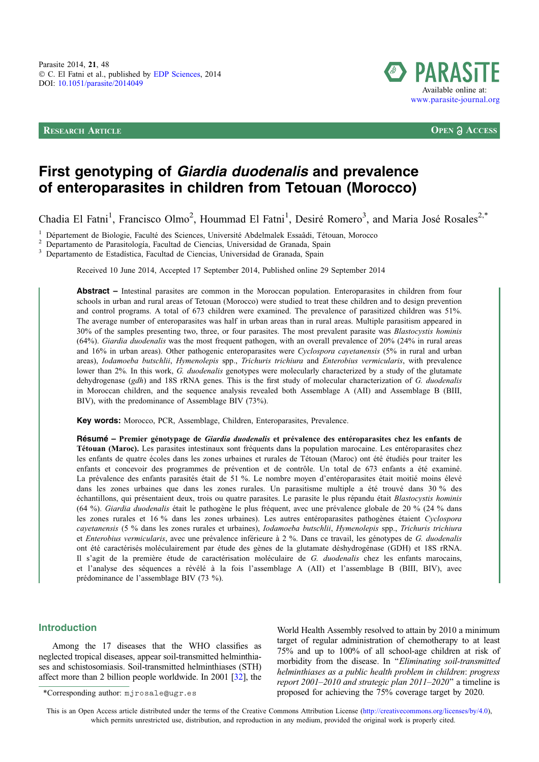Parasite 2014, 21, 48
© C. El Fatni et al., published by EDP Sciences, 2014
DOI: 10.1051/parasite/2014049

Available online at:
www.parasite-journal.org

**Research Article** — **Open Access**

# First genotyping of *Giardia duodenalis* and prevalence of enteroparasites in children from Tetouan (Morocco)

Chadia El Fatni[1], Francisco Olmo[2], Hoummad El Fatni[1], Desiré Romero[3], and Maria José Rosales[2,*]

[1] Département de Biologie, Faculté des Sciences, Université Abdelmalek Essaâdi, Tétouan, Morocco
[2] Departamento de Parasitología, Facultad de Ciencias, Universidad de Granada, Spain
[3] Departamento de Estadística, Facultad de Ciencias, Universidad de Granada, Spain

Received 10 June 2014, Accepted 17 September 2014, Published online 29 September 2014

**Abstract** – Intestinal parasites are common in the Moroccan population. Enteroparasites in children from four schools in urban and rural areas of Tetouan (Morocco) were studied to treat these children and to design prevention and control programs. A total of 673 children were examined. The prevalence of parasitized children was 51%. The average number of enteroparasites was half in urban areas than in rural areas. Multiple parasitism appeared in 30% of the samples presenting two, three, or four parasites. The most prevalent parasite was *Blastocystis hominis* (64%). *Giardia duodenalis* was the most frequent pathogen, with an overall prevalence of 20% (24% in rural areas and 16% in urban areas). Other pathogenic enteroparasites were *Cyclospora cayetanensis* (5% in rural and urban areas), *Iodamoeba butschlii*, *Hymenolepis* spp., *Trichuris trichiura* and *Enterobius vermicularis*, with prevalence lower than 2%. In this work, *G. duodenalis* genotypes were molecularly characterized by a study of the glutamate dehydrogenase (*gdh*) and 18S rRNA genes. This is the first study of molecular characterization of *G. duodenalis* in Moroccan children, and the sequence analysis revealed both Assemblage A (AII) and Assemblage B (BIII, BIV), with the predominance of Assemblage BIV (73%).

**Key words:** Morocco, PCR, Assemblage, Children, Enteroparasites, Prevalence.

**Résumé – Premier génotypage de *Giardia duodenalis* et prévalence des entéroparasites chez les enfants de Tétouan (Maroc).** Les parasites intestinaux sont fréquents dans la population marocaine. Les entéroparasites chez les enfants de quatre écoles dans les zones urbaines et rurales de Tétouan (Maroc) ont été étudiés pour traiter les enfants et concevoir des programmes de prévention et de contrôle. Un total de 673 enfants a été examiné. La prévalence des enfants parasités était de 51 %. Le nombre moyen d'entéroparasites était moitié moins élevé dans les zones urbaines que dans les zones rurales. Un parasitisme multiple a été trouvé dans 30 % des échantillons, qui présentaient deux, trois ou quatre parasites. Le parasite le plus répandu était *Blastocystis hominis* (64 %). *Giardia duodenalis* était le pathogène le plus fréquent, avec une prévalence globale de 20 % (24 % dans les zones rurales et 16 % dans les zones urbaines). Les autres entéroparasites pathogènes étaient *Cyclospora cayetanensis* (5 % dans les zones rurales et urbaines), *Iodamoeba butschlii*, *Hymenolepis* spp., *Trichuris trichiura* et *Enterobius vermicularis*, avec une prévalence inférieure à 2 %. Dans ce travail, les génotypes de *G. duodenalis* ont été caractérisés moléculairement par étude des gènes de la glutamate déshydrogénase (GDH) et 18S rRNA. Il s'agit de la première étude de caractérisation moléculaire de *G. duodenalis* chez les enfants marocains, et l'analyse des séquences a révélé à la fois l'assemblage A (AII) et l'assemblage B (BIII, BIV), avec prédominance de l'assemblage BIV (73 %).

## Introduction

Among the 17 diseases that the WHO classifies as neglected tropical diseases, appear soil-transmitted helminthiases and schistosomiasis. Soil-transmitted helminthiases (STH) affect more than 2 billion people worldwide. In 2001 [32], the World Health Assembly resolved to attain by 2010 a minimum target of regular administration of chemotherapy to at least 75% and up to 100% of all school-age children at risk of morbidity from the disease. In "*Eliminating soil-transmitted helminthiases as a public health problem in children: progress report 2001–2010 and strategic plan 2011–2020*" a timeline is proposed for achieving the 75% coverage target by 2020.

*Corresponding author: mjrosale@ugr.es

This is an Open Access article distributed under the terms of the Creative Commons Attribution License (http://creativecommons.org/licenses/by/4.0), which permits unrestricted use, distribution, and reproduction in any medium, provided the original work is properly cited.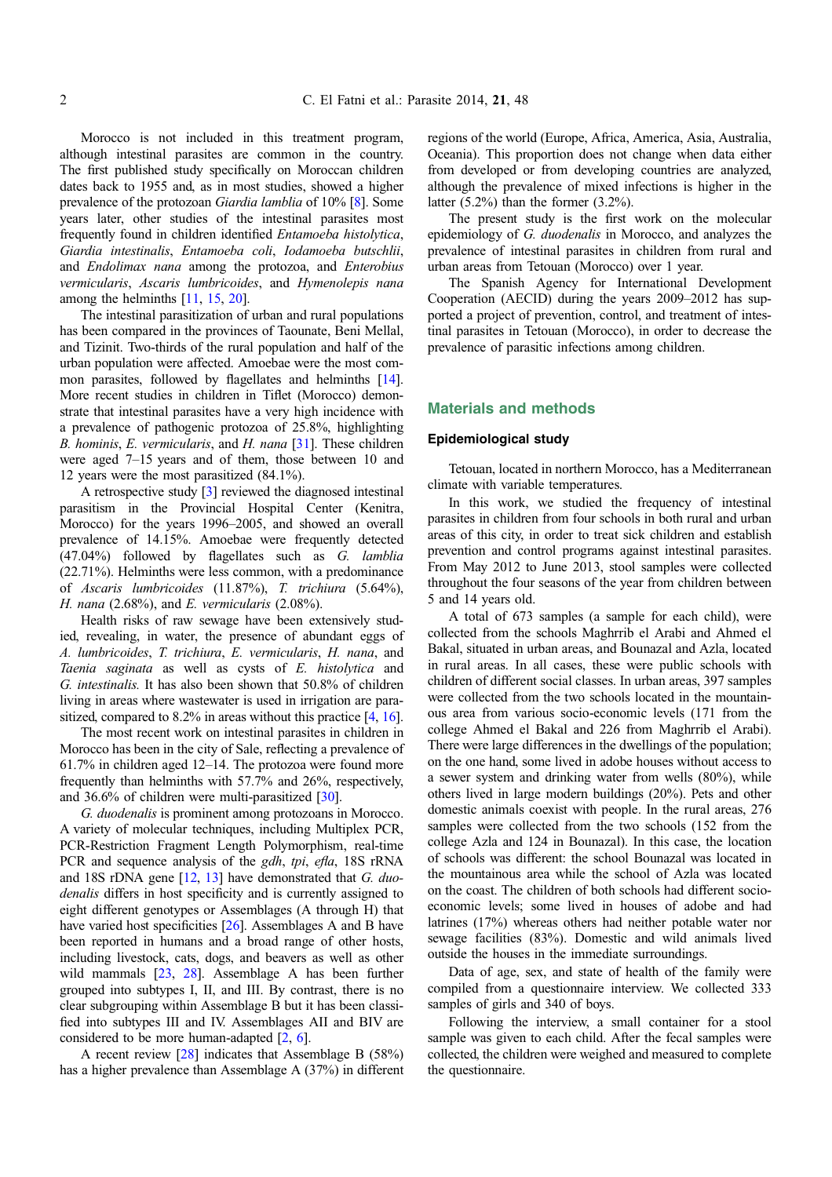Morocco is not included in this treatment program, although intestinal parasites are common in the country. The first published study specifically on Moroccan children dates back to 1955 and, as in most studies, showed a higher prevalence of the protozoan *Giardia lamblia* of 10% [8]. Some years later, other studies of the intestinal parasites most frequently found in children identified *Entamoeba histolytica*, *Giardia intestinalis*, *Entamoeba coli*, *Iodamoeba butschlii*, and *Endolimax nana* among the protozoa, and *Enterobius vermicularis*, *Ascaris lumbricoides*, and *Hymenolepis nana* among the helminths [11, 15, 20].

The intestinal parasitization of urban and rural populations has been compared in the provinces of Taounate, Beni Mellal, and Tizinit. Two-thirds of the rural population and half of the urban population were affected. Amoebae were the most common parasites, followed by flagellates and helminths [14]. More recent studies in children in Tiflet (Morocco) demonstrate that intestinal parasites have a very high incidence with a prevalence of pathogenic protozoa of 25.8%, highlighting *B. hominis*, *E. vermicularis*, and *H. nana* [31]. These children were aged 7–15 years and of them, those between 10 and 12 years were the most parasitized (84.1%).

A retrospective study [3] reviewed the diagnosed intestinal parasitism in the Provincial Hospital Center (Kenitra, Morocco) for the years 1996–2005, and showed an overall prevalence of 14.15%. Amoebae were frequently detected (47.04%) followed by flagellates such as *G. lamblia* (22.71%). Helminths were less common, with a predominance of *Ascaris lumbricoides* (11.87%), *T. trichiura* (5.64%), *H. nana* (2.68%), and *E. vermicularis* (2.08%).

Health risks of raw sewage have been extensively studied, revealing, in water, the presence of abundant eggs of *A. lumbricoides*, *T. trichiura*, *E. vermicularis*, *H. nana*, and *Taenia saginata* as well as cysts of *E. histolytica* and *G. intestinalis.* It has also been shown that 50.8% of children living in areas where wastewater is used in irrigation are parasitized, compared to 8.2% in areas without this practice [4, 16].

The most recent work on intestinal parasites in children in Morocco has been in the city of Sale, reflecting a prevalence of 61.7% in children aged 12–14. The protozoa were found more frequently than helminths with 57.7% and 26%, respectively, and 36.6% of children were multi-parasitized [30].

*G. duodenalis* is prominent among protozoans in Morocco. A variety of molecular techniques, including Multiplex PCR, PCR-Restriction Fragment Length Polymorphism, real-time PCR and sequence analysis of the *gdh*, *tpi*, *ef1a*, 18S rRNA and 18S rDNA gene [12, 13] have demonstrated that *G. duodenalis* differs in host specificity and is currently assigned to eight different genotypes or Assemblages (A through H) that have varied host specificities [26]. Assemblages A and B have been reported in humans and a broad range of other hosts, including livestock, cats, dogs, and beavers as well as other wild mammals [23, 28]. Assemblage A has been further grouped into subtypes I, II, and III. By contrast, there is no clear subgrouping within Assemblage B but it has been classified into subtypes III and IV. Assemblages AII and BIV are considered to be more human-adapted [2, 6].

A recent review [28] indicates that Assemblage B (58%) has a higher prevalence than Assemblage A (37%) in different regions of the world (Europe, Africa, America, Asia, Australia, Oceania). This proportion does not change when data either from developed or from developing countries are analyzed, although the prevalence of mixed infections is higher in the latter (5.2%) than the former (3.2%).

The present study is the first work on the molecular epidemiology of *G. duodenalis* in Morocco, and analyzes the prevalence of intestinal parasites in children from rural and urban areas from Tetouan (Morocco) over 1 year.

The Spanish Agency for International Development Cooperation (AECID) during the years 2009–2012 has supported a project of prevention, control, and treatment of intestinal parasites in Tetouan (Morocco), in order to decrease the prevalence of parasitic infections among children.

## Materials and methods

### Epidemiological study

Tetouan, located in northern Morocco, has a Mediterranean climate with variable temperatures.

In this work, we studied the frequency of intestinal parasites in children from four schools in both rural and urban areas of this city, in order to treat sick children and establish prevention and control programs against intestinal parasites. From May 2012 to June 2013, stool samples were collected throughout the four seasons of the year from children between 5 and 14 years old.

A total of 673 samples (a sample for each child), were collected from the schools Maghrrib el Arabi and Ahmed el Bakal, situated in urban areas, and Bounazal and Azla, located in rural areas. In all cases, these were public schools with children of different social classes. In urban areas, 397 samples were collected from the two schools located in the mountainous area from various socio-economic levels (171 from the college Ahmed el Bakal and 226 from Maghrrib el Arabi). There were large differences in the dwellings of the population; on the one hand, some lived in adobe houses without access to a sewer system and drinking water from wells (80%), while others lived in large modern buildings (20%). Pets and other domestic animals coexist with people. In the rural areas, 276 samples were collected from the two schools (152 from the college Azla and 124 in Bounazal). In this case, the location of schools was different: the school Bounazal was located in the mountainous area while the school of Azla was located on the coast. The children of both schools had different socio-economic levels; some lived in houses of adobe and had latrines (17%) whereas others had neither potable water nor sewage facilities (83%). Domestic and wild animals lived outside the houses in the immediate surroundings.

Data of age, sex, and state of health of the family were compiled from a questionnaire interview. We collected 333 samples of girls and 340 of boys.

Following the interview, a small container for a stool sample was given to each child. After the fecal samples were collected, the children were weighed and measured to complete the questionnaire.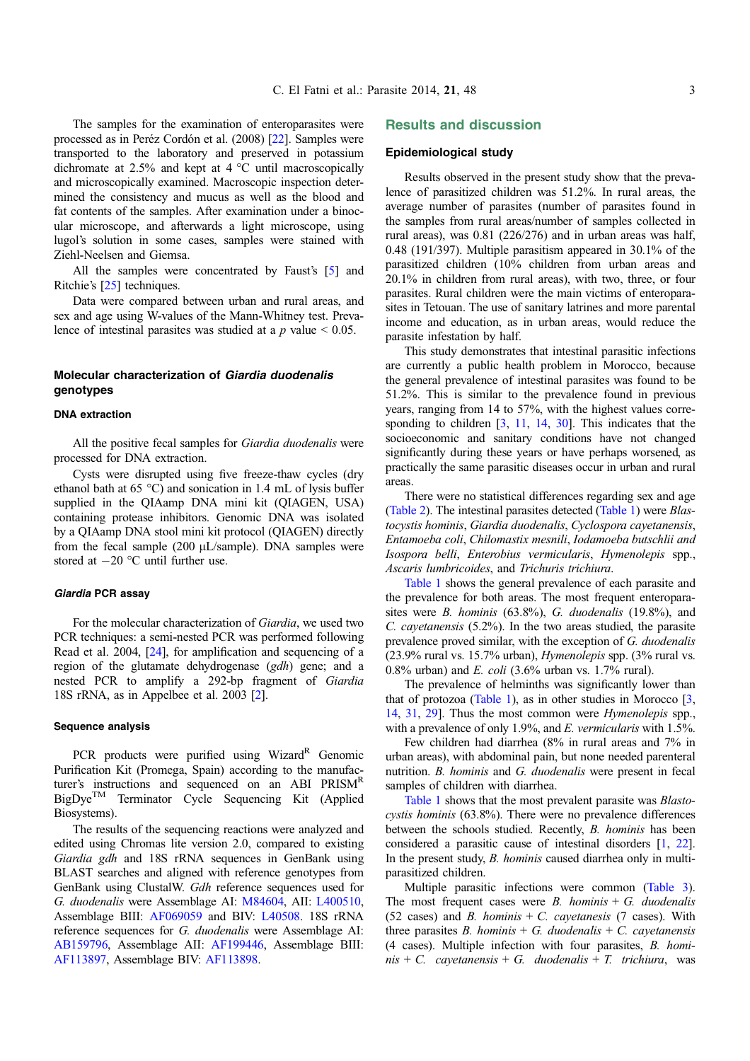The samples for the examination of enteroparasites were processed as in Peréz Cordón et al. (2008) [22]. Samples were transported to the laboratory and preserved in potassium dichromate at 2.5% and kept at 4 °C until macroscopically and microscopically examined. Macroscopic inspection determined the consistency and mucus as well as the blood and fat contents of the samples. After examination under a binocular microscope, and afterwards a light microscope, using lugol's solution in some cases, samples were stained with Ziehl-Neelsen and Giemsa.

All the samples were concentrated by Faust's [5] and Ritchie's [25] techniques.

Data were compared between urban and rural areas, and sex and age using W-values of the Mann-Whitney test. Prevalence of intestinal parasites was studied at a $p$ value < 0.05.

### Molecular characterization of *Giardia duodenalis* genotypes

#### DNA extraction

All the positive fecal samples for *Giardia duodenalis* were processed for DNA extraction.

Cysts were disrupted using five freeze-thaw cycles (dry ethanol bath at 65 °C) and sonication in 1.4 mL of lysis buffer supplied in the QIAmp DNA mini kit (QIAGEN, USA) containing protease inhibitors. Genomic DNA was isolated by a QIAamp DNA stool mini kit protocol (QIAGEN) directly from the fecal sample (200 μL/sample). DNA samples were stored at −20 °C until further use.

#### *Giardia* PCR assay

For the molecular characterization of *Giardia*, we used two PCR techniques: a semi-nested PCR was performed following Read et al. 2004, [24], for amplification and sequencing of a region of the glutamate dehydrogenase (*gdh*) gene; and a nested PCR to amplify a 292-bp fragment of *Giardia* 18S rRNA, as in Appelbee et al. 2003 [2].

#### Sequence analysis

PCR products were purified using Wizard[R] Genomic Purification Kit (Promega, Spain) according to the manufacturer's instructions and sequenced on an ABI PRISM[R] BigDye[TM] Terminator Cycle Sequencing Kit (Applied Biosystems).

The results of the sequencing reactions were analyzed and edited using Chromas lite version 2.0, compared to existing *Giardia gdh* and 18S rRNA sequences in GenBank using BLAST searches and aligned with reference genotypes from GenBank using ClustalW. *Gdh* reference sequences used for *G. duodenalis* were Assemblage AI: M84604, AII: L400510, Assemblage BIII: AF069059 and BIV: L40508. 18S rRNA reference sequences for *G. duodenalis* were Assemblage AI: AB159796, Assemblage AII: AF199446, Assemblage BIII: AF113897, Assemblage BIV: AF113898.

## Results and discussion

### Epidemiological study

Results observed in the present study show that the prevalence of parasitized children was 51.2%. In rural areas, the average number of parasites (number of parasites found in the samples from rural areas/number of samples collected in rural areas), was 0.81 (226/276) and in urban areas was half, 0.48 (191/397). Multiple parasitism appeared in 30.1% of the parasitized children (10% children from urban areas and 20.1% in children from rural areas), with two, three, or four parasites. Rural children were the main victims of enteroparasites in Tetouan. The use of sanitary latrines and more parental income and education, as in urban areas, would reduce the parasite infestation by half.

This study demonstrates that intestinal parasitic infections are currently a public health problem in Morocco, because the general prevalence of intestinal parasites was found to be 51.2%. This is similar to the prevalence found in previous years, ranging from 14 to 57%, with the highest values corresponding to children [3, 11, 14, 30]. This indicates that the socioeconomic and sanitary conditions have not changed significantly during these years or have perhaps worsened, as practically the same parasitic diseases occur in urban and rural areas.

There were no statistical differences regarding sex and age (Table 2). The intestinal parasites detected (Table 1) were *Blastocystis hominis*, *Giardia duodenalis*, *Cyclospora cayetanensis*, *Entamoeba coli*, *Chilomastix mesnili*, *Iodamoeba butschlii and Isospora belli*, *Enterobius vermicularis*, *Hymenolepis* spp., *Ascaris lumbricoides*, and *Trichuris trichiura*.

Table 1 shows the general prevalence of each parasite and the prevalence for both areas. The most frequent enteroparasites were *B. hominis* (63.8%), *G. duodenalis* (19.8%), and *C. cayetanensis* (5.2%). In the two areas studied, the parasite prevalence proved similar, with the exception of *G. duodenalis* (23.9% rural vs. 15.7% urban), *Hymenolepis* spp. (3% rural vs. 0.8% urban) and *E. coli* (3.6% urban vs. 1.7% rural).

The prevalence of helminths was significantly lower than that of protozoa (Table 1), as in other studies in Morocco [3, 14, 31, 29]. Thus the most common were *Hymenolepis* spp., with a prevalence of only 1.9%, and *E. vermicularis* with 1.5%.

Few children had diarrhea (8% in rural areas and 7% in urban areas), with abdominal pain, but none needed parenteral nutrition. *B. hominis* and *G. duodenalis* were present in fecal samples of children with diarrhea.

Table 1 shows that the most prevalent parasite was *Blastocystis hominis* (63.8%). There were no prevalence differences between the schools studied. Recently, *B. hominis* has been considered a parasitic cause of intestinal disorders [1, 22]. In the present study, *B. hominis* caused diarrhea only in multiparasitized children.

Multiple parasitic infections were common (Table 3). The most frequent cases were *B. hominis* + *G. duodenalis* (52 cases) and *B. hominis* + *C. cayetanesis* (7 cases). With three parasites *B. hominis* + *G. duodenalis* + *C. cayetanensis* (4 cases). Multiple infection with four parasites, *B. hominis* + *C. cayetanesis* + *G. duodenalis* + *T. trichiura*, was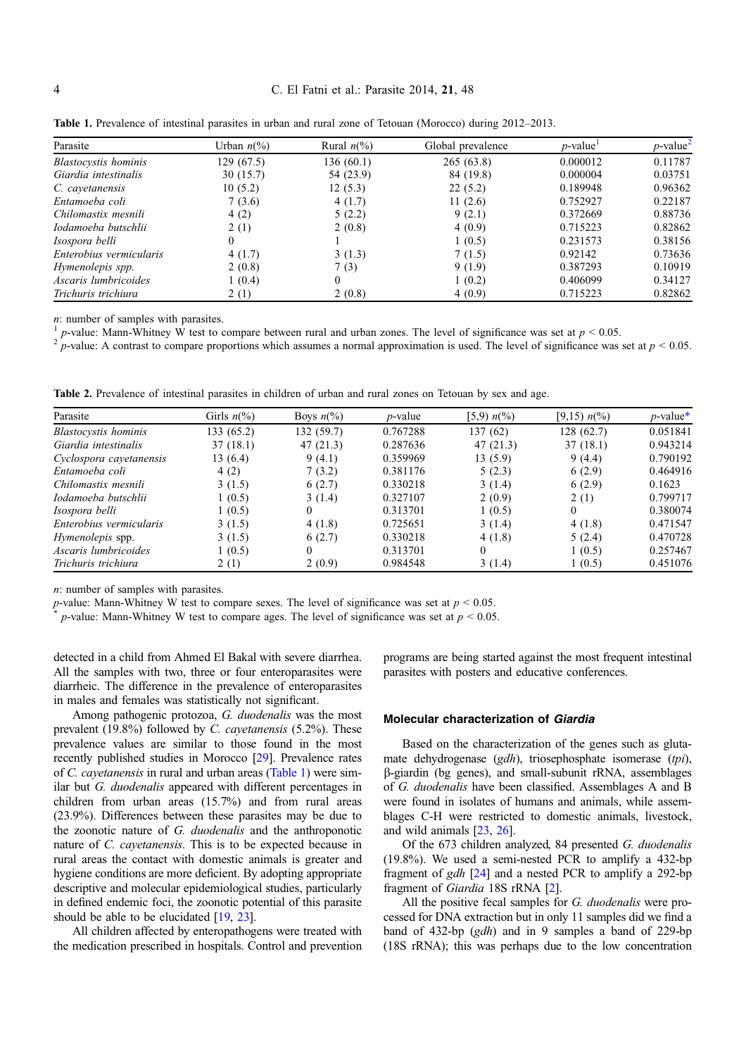**Table 1.** Prevalence of intestinal parasites in urban and rural zone of Tetouan (Morocco) during 2012–2013.

| Parasite | Urban $n$(%) | Rural $n$(%) | Global prevalence | $p$-value[1] | $p$-value[2] |
|---|---|---|---|---|---|
| *Blastocystis hominis* | 129 (67.5) | 136 (60.1) | 265 (63.8) | 0.000012 | 0.11787 |
| *Giardia intestinalis* | 30 (15.7) | 54 (23.9) | 84 (19.8) | 0.000004 | 0.03751 |
| *C. cayetanensis* | 10 (5.2) | 12 (5.3) | 22 (5.2) | 0.189948 | 0.96362 |
| *Entamoeba coli* | 7 (3.6) | 4 (1.7) | 11 (2.6) | 0.752927 | 0.22187 |
| *Chilomastix mesnili* | 4 (2) | 5 (2.2) | 9 (2.1) | 0.372669 | 0.88736 |
| *Iodamoeba butschlii* | 2 (1) | 2 (0.8) | 4 (0.9) | 0.715223 | 0.82862 |
| *Isospora belli* | 0 | 1 | 1 (0.5) | 0.231573 | 0.38156 |
| *Enterobius vermicularis* | 4 (1.7) | 3 (1.3) | 7 (1.5) | 0.92142 | 0.73636 |
| *Hymenolepis spp.* | 2 (0.8) | 7 (3) | 9 (1.9) | 0.387293 | 0.10919 |
| *Ascaris lumbricoides* | 1 (0.4) | 0 | 1 (0.2) | 0.406099 | 0.34127 |
| *Trichuris trichiura* | 2 (1) | 2 (0.8) | 4 (0.9) | 0.715223 | 0.82862 |

$n$: number of samples with parasites.
[1] $p$-value: Mann-Whitney W test to compare between rural and urban zones. The level of significance was set at $p < 0.05$.
[2] $p$-value: A contrast to compare proportions which assumes a normal approximation is used. The level of significance was set at $p < 0.05$.

**Table 2.** Prevalence of intestinal parasites in children of urban and rural zones on Tetouan by sex and age.

| Parasite | Girls $n$(%) | Boys $n$(%) | $p$-value | [5,9) $n$(%) | [9,15) $n$(%) | $p$-value* |
|---|---|---|---|---|---|---|
| *Blastocystis hominis* | 133 (65.2) | 132 (59.7) | 0.767288 | 137 (62) | 128 (62.7) | 0.051841 |
| *Giardia intestinalis* | 37 (18.1) | 47 (21.3) | 0.287636 | 47 (21.3) | 37 (18.1) | 0.943214 |
| *Cyclospora cayetanensis* | 13 (6.4) | 9 (4.1) | 0.359969 | 13 (5.9) | 9 (4.4) | 0.790192 |
| *Entamoeba coli* | 4 (2) | 7 (3.2) | 0.381176 | 5 (2.3) | 6 (2.9) | 0.464916 |
| *Chilomastix mesnili* | 3 (1.5) | 6 (2.7) | 0.330218 | 3 (1.4) | 6 (2.9) | 0.1623 |
| *Iodamoeba butschlii* | 1 (0.5) | 3 (1.4) | 0.327107 | 2 (0.9) | 2 (1) | 0.799717 |
| *Isospora belli* | 1 (0.5) | 0 | 0.313701 | 1 (0.5) | 0 | 0.380074 |
| *Enterobius vermicularis* | 3 (1.5) | 4 (1.8) | 0.725651 | 3 (1.4) | 4 (1.8) | 0.471547 |
| *Hymenolepis* spp. | 3 (1.5) | 6 (2.7) | 0.330218 | 4 (1.8) | 5 (2.4) | 0.470728 |
| *Ascaris lumbricoides* | 1 (0.5) | 0 | 0.313701 | 0 | 1 (0.5) | 0.257467 |
| *Trichuris trichiura* | 2 (1) | 2 (0.9) | 0.984548 | 3 (1.4) | 1 (0.5) | 0.451076 |

$n$: number of samples with parasites.
$p$-value: Mann-Whitney W test to compare sexes. The level of significance was set at $p < 0.05$.
* $p$-value: Mann-Whitney W test to compare ages. The level of significance was set at $p < 0.05$.

detected in a child from Ahmed El Bakal with severe diarrhea. All the samples with two, three or four enteroparasites were diarrheic. The difference in the prevalence of enteroparasites in males and females was statistically not significant.

Among pathogenic protozoa, *G. duodenalis* was the most prevalent (19.8%) followed by *C. cayetanensis* (5.2%). These prevalence values are similar to those found in the most recently published studies in Morocco [29]. Prevalence rates of *C. cayetanensis* in rural and urban areas (Table 1) were similar but *G. duodenalis* appeared with different percentages in children from urban areas (15.7%) and from rural areas (23.9%). Differences between these parasites may be due to the zoonotic nature of *G. duodenalis* and the anthroponotic nature of *C. cayetanensis*. This is to be expected because in rural areas the contact with domestic animals is greater and hygiene conditions are more deficient. By adopting appropriate descriptive and molecular epidemiological studies, particularly in defined endemic foci, the zoonotic potential of this parasite should be able to be elucidated [19, 23].

All children affected by enteropathogens were treated with the medication prescribed in hospitals. Control and prevention programs are being started against the most frequent intestinal parasites with posters and educative conferences.

## Molecular characterization of *Giardia*

Based on the characterization of the genes such as glutamate dehydrogenase (*gdh*), triosephosphate isomerase (*tpi*), β-giardin (bg genes), and small-subunit rRNA, assemblages of *G. duodenalis* have been classified. Assemblages A and B were found in isolates of humans and animals, while assemblages C-H were restricted to domestic animals, livestock, and wild animals [23, 26].

Of the 673 children analyzed, 84 presented *G. duodenalis* (19.8%). We used a semi-nested PCR to amplify a 432-bp fragment of *gdh* [24] and a nested PCR to amplify a 292-bp fragment of *Giardia* 18S rRNA [2].

All the positive fecal samples for *G. duodenalis* were processed for DNA extraction but in only 11 samples did we find a band of 432-bp (*gdh*) and in 9 samples a band of 229-bp (18S rRNA); this was perhaps due to the low concentration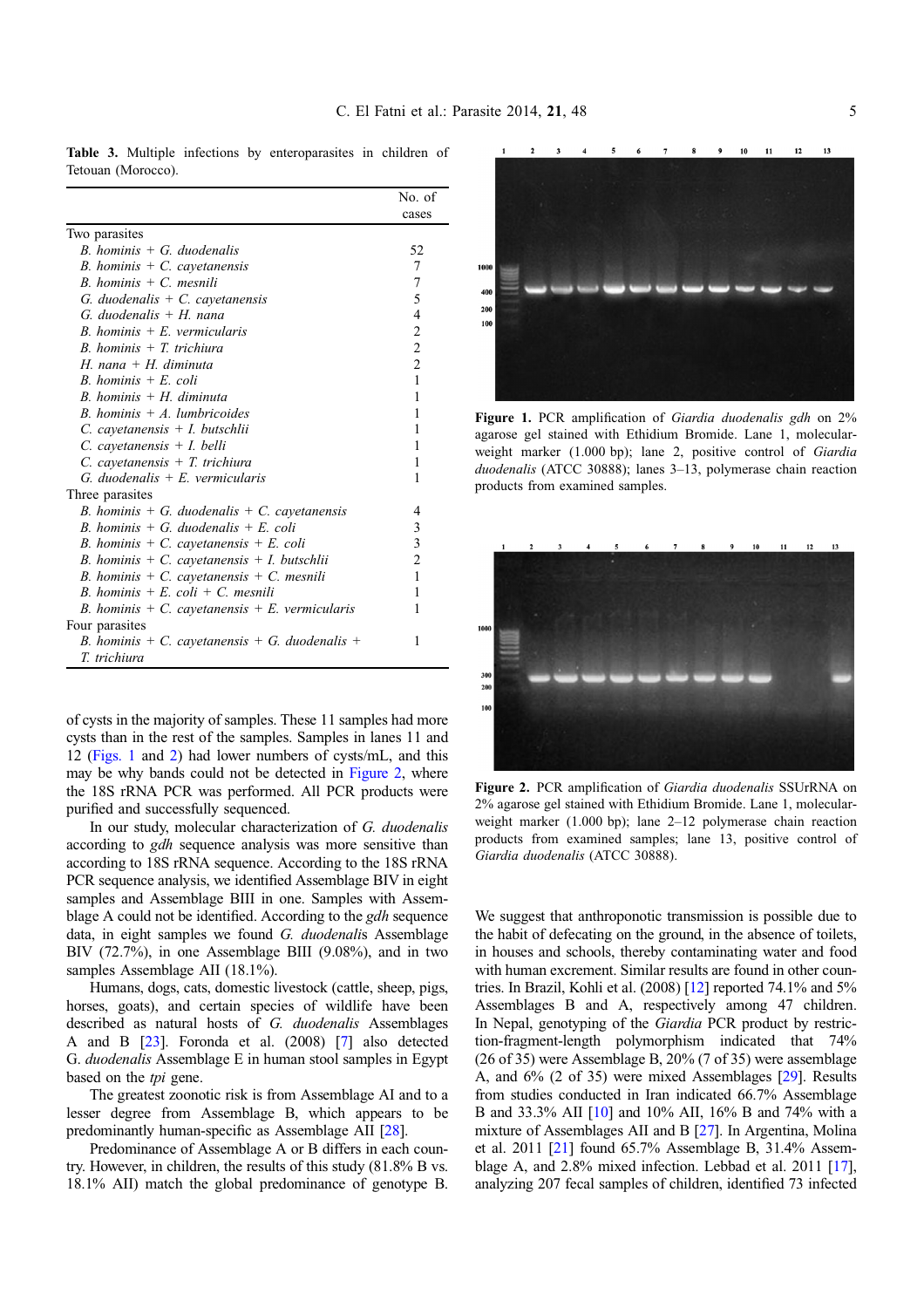**Table 3.** Multiple infections by enteroparasites in children of Tetouan (Morocco).

| | No. of cases |
|---|---|
| Two parasites | |
| *B. hominis* + *G. duodenalis* | 52 |
| *B. hominis* + *C. cayetanensis* | 7 |
| *B. hominis* + *C. mesnili* | 7 |
| *G. duodenalis* + *C. cayetanensis* | 5 |
| *G. duodenalis* + *H. nana* | 4 |
| *B. hominis* + *E. vermicularis* | 2 |
| *B. hominis* + *T. trichiura* | 2 |
| *H. nana* + *H. diminuta* | 2 |
| *B. hominis* + *E. coli* | 1 |
| *B. hominis* + *H. diminuta* | 1 |
| *B. hominis* + *A. lumbricoides* | 1 |
| *C. cayetanensis* + *I. butschlii* | 1 |
| *C. cayetanensis* + *I. belli* | 1 |
| *C. cayetanensis* + *T. trichiura* | 1 |
| *G. duodenalis* + *E. vermicularis* | 1 |
| Three parasites | |
| *B. hominis* + *G. duodenalis* + *C. cayetanensis* | 4 |
| *B. hominis* + *G. duodenalis* + *E. coli* | 3 |
| *B. hominis* + *C. cayetanensis* + *E. coli* | 3 |
| *B. hominis* + *C. cayetanensis* + *I. butschlii* | 2 |
| *B. hominis* + *C. cayetanensis* + *C. mesnili* | 1 |
| *B. hominis* + *E. coli* + *C. mesnili* | 1 |
| *B. hominis* + *C. cayetanensis* + *E. vermicularis* | 1 |
| Four parasites | |
| *B. hominis* + *C. cayetanensis* + *G. duodenalis* + *T. trichiura* | 1 |

of cysts in the majority of samples. These 11 samples had more cysts than in the rest of the samples. Samples in lanes 11 and 12 (Figs. 1 and 2) had lower numbers of cysts/mL, and this may be why bands could not be detected in Figure 2, where the 18S rRNA PCR was performed. All PCR products were purified and successfully sequenced.

In our study, molecular characterization of *G. duodenalis* according to *gdh* sequence analysis was more sensitive than according to 18S rRNA sequence. According to the 18S rRNA PCR sequence analysis, we identified Assemblage BIV in eight samples and Assemblage BIII in one. Samples with Assemblage A could not be identified. According to the *gdh* sequence data, in eight samples we found *G. duodenalis* Assemblage BIV (72.7%), in one Assemblage BIII (9.08%), and in two samples Assemblage AII (18.1%).

Humans, dogs, cats, domestic livestock (cattle, sheep, pigs, horses, goats), and certain species of wildlife have been described as natural hosts of *G. duodenalis* Assemblages A and B [23]. Foronda et al. (2008) [7] also detected G. *duodenalis* Assemblage E in human stool samples in Egypt based on the *tpi* gene.

The greatest zoonotic risk is from Assemblage AI and to a lesser degree from Assemblage B, which appears to be predominantly human-specific as Assemblage AII [28].

Predominance of Assemblage A or B differs in each country. However, in children, the results of this study (81.8% B vs. 18.1% AII) match the global predominance of genotype B.

**Figure 1.** PCR amplification of *Giardia duodenalis gdh* on 2% agarose gel stained with Ethidium Bromide. Lane 1, molecular-weight marker (1.000 bp); lane 2, positive control of *Giardia duodenalis* (ATCC 30888); lanes 3–13, polymerase chain reaction products from examined samples.

**Figure 2.** PCR amplification of *Giardia duodenalis* SSUrRNA on 2% agarose gel stained with Ethidium Bromide. Lane 1, molecular-weight marker (1.000 bp); lane 2–12 polymerase chain reaction products from examined samples; lane 13, positive control of *Giardia duodenalis* (ATCC 30888).

We suggest that anthroponotic transmission is possible due to the habit of defecating on the ground, in the absence of toilets, in houses and schools, thereby contaminating water and food with human excrement. Similar results are found in other countries. In Brazil, Kohli et al. (2008) [12] reported 74.1% and 5% Assemblages B and A, respectively among 47 children. In Nepal, genotyping of the *Giardia* PCR product by restriction-fragment-length polymorphism indicated that 74% (26 of 35) were Assemblage B, 20% (7 of 35) were assemblage A, and 6% (2 of 35) were mixed Assemblages [29]. Results from studies conducted in Iran indicated 66.7% Assemblage B and 33.3% AII [10] and 10% AII, 16% B and 74% with a mixture of Assemblages AII and B [27]. In Argentina, Molina et al. 2011 [21] found 65.7% Assemblage B, 31.4% Assemblage A, and 2.8% mixed infection. Lebbad et al. 2011 [17], analyzing 207 fecal samples of children, identified 73 infected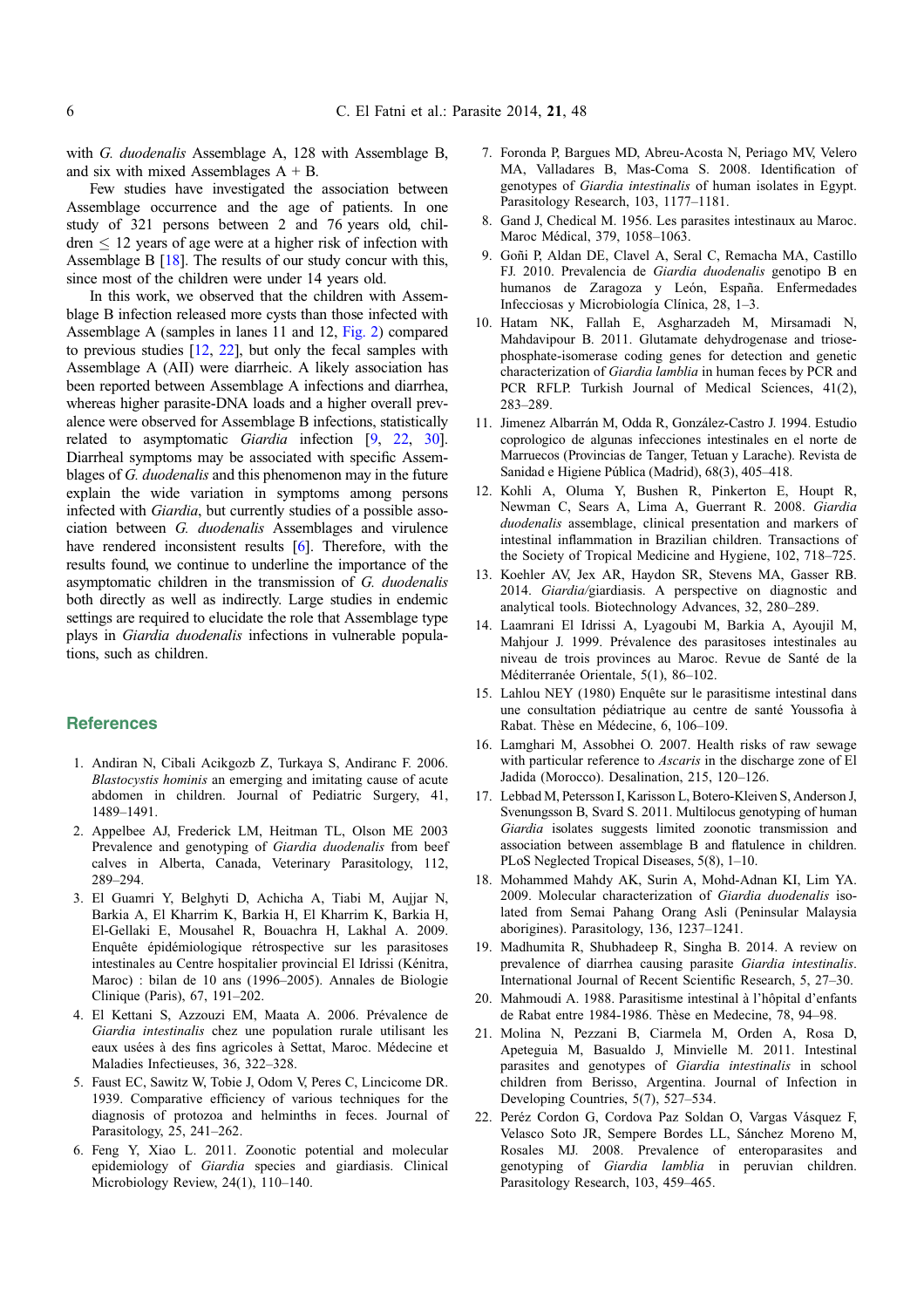with *G. duodenalis* Assemblage A, 128 with Assemblage B, and six with mixed Assemblages A + B.

Few studies have investigated the association between Assemblage occurrence and the age of patients. In one study of 321 persons between 2 and 76 years old, children ≤ 12 years of age were at a higher risk of infection with Assemblage B [18]. The results of our study concur with this, since most of the children were under 14 years old.

In this work, we observed that the children with Assemblage B infection released more cysts than those infected with Assemblage A (samples in lanes 11 and 12, Fig. 2) compared to previous studies [12, 22], but only the fecal samples with Assemblage A (AII) were diarrheic. A likely association has been reported between Assemblage A infections and diarrhea, whereas higher parasite-DNA loads and a higher overall prevalence were observed for Assemblage B infections, statistically related to asymptomatic *Giardia* infection [9, 22, 30]. Diarrheal symptoms may be associated with specific Assemblages of *G. duodenalis* and this phenomenon may in the future explain the wide variation in symptoms among persons infected with *Giardia*, but currently studies of a possible association between *G. duodenalis* Assemblages and virulence have rendered inconsistent results [6]. Therefore, with the results found, we continue to underline the importance of the asymptomatic children in the transmission of *G. duodenalis* both directly as well as indirectly. Large studies in endemic settings are required to elucidate the role that Assemblage type plays in *Giardia duodenalis* infections in vulnerable populations, such as children.

## References

1. Andiran N, Cibali Acikgozb Z, Turkaya S, Andiranc F. 2006. *Blastocystis hominis* an emerging and imitating cause of acute abdomen in children. Journal of Pediatric Surgery, 41, 1489–1491.
2. Appelbee AJ, Frederick LM, Heitman TL, Olson ME 2003 Prevalence and genotyping of *Giardia duodenalis* from beef calves in Alberta, Canada, Veterinary Parasitology, 112, 289–294.
3. El Guamri Y, Belghyti D, Achicha A, Tiabi M, Aujjar N, Barkia A, El Kharrim K, Barkia H, El Kharrim K, Barkia H, El-Gellaki E, Mousahel R, Bouachra H, Lakhal A. 2009. Enquête épidémiologique rétrospective sur les parasitoses intestinales au Centre hospitalier provincial El Idrissi (Kénitra, Maroc) : bilan de 10 ans (1996–2005). Annales de Biologie Clinique (Paris), 67, 191–202.
4. El Kettani S, Azzouzi EM, Maata A. 2006. Prévalence de *Giardia intestinalis* chez une population rurale utilisant les eaux usées à des fins agricoles à Settat, Maroc. Médecine et Maladies Infectieuses, 36, 322–328.
5. Faust EC, Sawitz W, Tobie J, Odom V, Peres C, Lincicome DR. 1939. Comparative efficiency of various techniques for the diagnosis of protozoa and helminths in feces. Journal of Parasitology, 25, 241–262.
6. Feng Y, Xiao L. 2011. Zoonotic potential and molecular epidemiology of *Giardia* species and giardiasis. Clinical Microbiology Review, 24(1), 110–140.
7. Foronda P, Bargues MD, Abreu-Acosta N, Periago MV, Velero MA, Valladares B, Mas-Coma S. 2008. Identification of genotypes of *Giardia intestinalis* of human isolates in Egypt. Parasitology Research, 103, 1177–1181.
8. Gand J, Chedical M. 1956. Les parasites intestinaux au Maroc. Maroc Médical, 379, 1058–1063.
9. Goñi P, Aldan DE, Clavel A, Seral C, Remacha MA, Castillo FJ. 2010. Prevalencia de *Giardia duodenalis* genotipo B en humanos de Zaragoza y León, España. Enfermedades Infecciosas y Microbiología Clínica, 28, 1–3.
10. Hatam NK, Fallah E, Asgharzadeh M, Mirsamadi N, Mahdavipour B. 2011. Glutamate dehydrogenase and triose-phosphate-isomerase coding genes for detection and genetic characterization of *Giardia lamblia* in human feces by PCR and PCR RFLP. Turkish Journal of Medical Sciences, 41(2), 283–289.
11. Jimenez Albarrán M, Odda R, González-Castro J. 1994. Estudio coprologico de algunas infecciones intestinales en el norte de Marruecos (Provincias de Tanger, Tetuan y Larache). Revista de Sanidad e Higiene Pública (Madrid), 68(3), 405–418.
12. Kohli A, Oluma Y, Bushen R, Pinkerton E, Houpt R, Newman C, Sears A, Lima A, Guerrant R. 2008. *Giardia duodenalis* assemblage, clinical presentation and markers of intestinal inflammation in Brazilian children. Transactions of the Society of Tropical Medicine and Hygiene, 102, 718–725.
13. Koehler AV, Jex AR, Haydon SR, Stevens MA, Gasser RB. 2014. *Giardia*/giardiasis. A perspective on diagnostic and analytical tools. Biotechnology Advances, 32, 280–289.
14. Laamrani El Idrissi A, Lyagoubi M, Barkia A, Ayoujil M, Mahjour J. 1999. Prévalence des parasitoses intestinales au niveau de trois provinces au Maroc. Revue de Santé de la Méditerranée Orientale, 5(1), 86–102.
15. Lahlou NEY (1980) Enquête sur le parasitisme intestinal dans une consultation pédiatrique au centre de santé Youssofia à Rabat. Thèse en Médecine, 6, 106–109.
16. Lamghari M, Assobhei O. 2007. Health risks of raw sewage with particular reference to *Ascaris* in the discharge zone of El Jadida (Morocco). Desalination, 215, 120–126.
17. Lebbad M, Petersson I, Karisson L, Botero-Kleiven S, Anderson J, Svenungsson B, Svard S. 2011. Multilocus genotyping of human *Giardia* isolates suggests limited zoonotic transmission and association between assemblage B and flatulence in children. PLoS Neglected Tropical Diseases, 5(8), 1–10.
18. Mohammed Mahdy AK, Surin A, Mohd-Adnan KI, Lim YA. 2009. Molecular characterization of *Giardia duodenalis* isolated from Semai Pahang Orang Asli (Peninsular Malaysia aborigines). Parasitology, 136, 1237–1241.
19. Madhumita R, Shubhadeep R, Singha B. 2014. A review on prevalence of diarrhea causing parasite *Giardia intestinalis*. International Journal of Recent Scientific Research, 5, 27–30.
20. Mahmoudi A. 1988. Parasitisme intestinal à l'hôpital d'enfants de Rabat entre 1984-1986. Thèse en Medecine, 78, 94–98.
21. Molina N, Pezzani B, Ciarmela M, Orden A, Rosa D, Apeteguia M, Basualdo J, Minvielle M. 2011. Intestinal parasites and genotypes of *Giardia intestinalis* in school children from Berisso, Argentina. Journal of Infection in Developing Countries, 5(7), 527–534.
22. Peréz Cordon G, Cordova Paz Soldan O, Vargas Vásquez F, Velasco Soto JR, Sempere Bordes LL, Sánchez Moreno M, Rosales MJ. 2008. Prevalence of enteroparasites and genotyping of *Giardia lamblia* in peruvian children. Parasitology Research, 103, 459–465.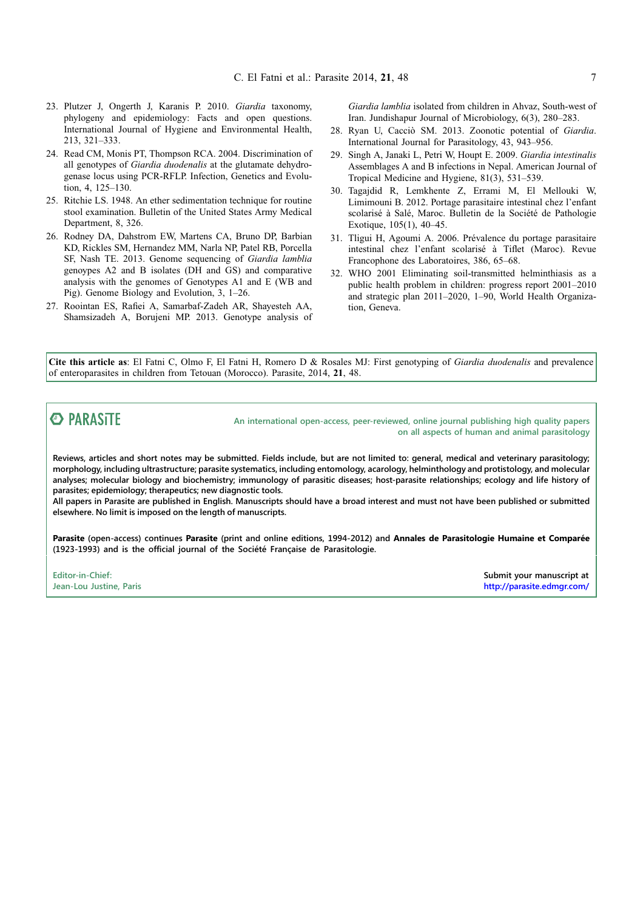23. Plutzer J, Ongerth J, Karanis P. 2010. *Giardia* taxonomy, phylogeny and epidemiology: Facts and open questions. International Journal of Hygiene and Environmental Health, 213, 321–333.
24. Read CM, Monis PT, Thompson RCA. 2004. Discrimination of all genotypes of *Giardia duodenalis* at the glutamate dehydrogenase locus using PCR-RFLP. Infection, Genetics and Evolution, 4, 125–130.
25. Ritchie LS. 1948. An ether sedimentation technique for routine stool examination. Bulletin of the United States Army Medical Department, 8, 326.
26. Rodney DA, Dahstrom EW, Martens CA, Bruno DP, Barbian KD, Rickles SM, Hernandez MM, Narla NP, Patel RB, Porcella SF, Nash TE. 2013. Genome sequencing of *Giardia lamblia* genoypes A2 and B isolates (DH and GS) and comparative analysis with the genomes of Genotypes A1 and E (WB and Pig). Genome Biology and Evolution, 3, 1–26.
27. Roointan ES, Rafiei A, Samarbaf-Zadeh AR, Shayesteh AA, Shamsizadeh A, Borujeni MP. 2013. Genotype analysis of *Giardia lamblia* isolated from children in Ahvaz, South-west of Iran. Jundishapur Journal of Microbiology, 6(3), 280–283.
28. Ryan U, Cacciò SM. 2013. Zoonotic potential of *Giardia*. International Journal for Parasitology, 43, 943–956.
29. Singh A, Janaki L, Petri W, Houpt E. 2009. *Giardia intestinalis* Assemblages A and B infections in Nepal. American Journal of Tropical Medicine and Hygiene, 81(3), 531–539.
30. Tagajdid R, Lemkhente Z, Errami M, El Mellouki W, Limimouni B. 2012. Portage parasitaire intestinal chez l'enfant scolarisé à Salé, Maroc. Bulletin de la Société de Pathologie Exotique, 105(1), 40–45.
31. Tligui H, Agoumi A. 2006. Prévalence du portage parasitaire intestinal chez l'enfant scolarisé à Tiflet (Maroc). Revue Francophone des Laboratoires, 386, 65–68.
32. WHO 2001 Eliminating soil-transmitted helminthiasis as a public health problem in children: progress report 2001–2010 and strategic plan 2011–2020, 1–90, World Health Organization, Geneva.

**Cite this article as**: El Fatni C, Olmo F, El Fatni H, Romero D & Rosales MJ: First genotyping of *Giardia duodenalis* and prevalence of enteroparasites in children from Tetouan (Morocco). Parasite, 2014, **21**, 48.

**PARASITE**

An international open-access, peer-reviewed, online journal publishing high quality papers on all aspects of human and animal parasitology

Reviews, articles and short notes may be submitted. Fields include, but are not limited to: general, medical and veterinary parasitology; morphology, including ultrastructure; parasite systematics, including entomology, acarology, helminthology and protistology, and molecular analyses; molecular biology and biochemistry; immunology of parasitic diseases; host-parasite relationships; ecology and life history of parasites; epidemiology; therapeutics; new diagnostic tools.

All papers in Parasite are published in English. Manuscripts should have a broad interest and must not have been published or submitted elsewhere. No limit is imposed on the length of manuscripts.

**Parasite** (open-access) continues **Parasite** (print and online editions, 1994-2012) and **Annales de Parasitologie Humaine et Comparée** (1923-1993) and is the official journal of the Société Française de Parasitologie.

Editor-in-Chief:
Jean-Lou Justine, Paris

Submit your manuscript at
http://parasite.edmgr.com/